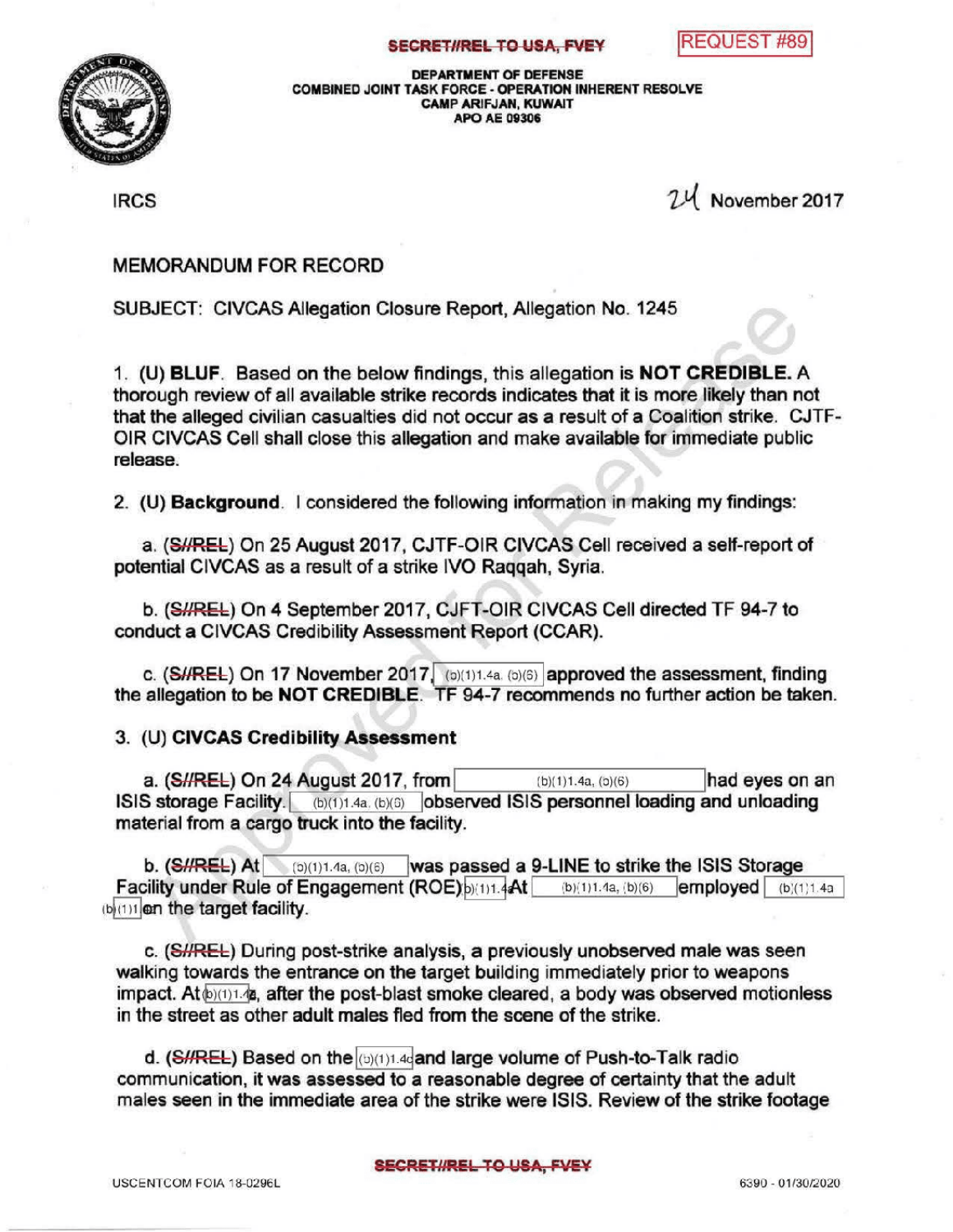SECRET//REL TO USA, FVEY

REQUEST #89

DEPARTMENT OF DEFENSE
COMBINED JOINT TASK FORCE - OPERATION INHERENT RESOLVE
CAMP ARIFJAN, KUWAIT
APO AE 09306

IRCS

24 November 2017

MEMORANDUM FOR RECORD

SUBJECT: CIVCAS Allegation Closure Report, Allegation No. 1245

1. (U) **BLUF**. Based on the below findings, this allegation is **NOT CREDIBLE.** A thorough review of all available strike records indicates that it is more likely than not that the alleged civilian casualties did not occur as a result of a Coalition strike. CJTF-OIR CIVCAS Cell shall close this allegation and make available for immediate public release.

2. (U) **Background**. I considered the following information in making my findings:

a. (~~S//REL~~) On 25 August 2017, CJTF-OIR CIVCAS Cell received a self-report of potential CIVCAS as a result of a strike IVO Raqqah, Syria.

b. (~~S//REL~~) On 4 September 2017, CJFT-OIR CIVCAS Cell directed TF 94-7 to conduct a CIVCAS Credibility Assessment Report (CCAR).

c. (~~S//REL~~) On 17 November 2017, (b)(1)1.4a, (b)(6) approved the assessment, finding the allegation to be **NOT CREDIBLE**. TF 94-7 recommends no further action be taken.

3. (U) **CIVCAS Credibility Assessment**

a. (~~S//REL~~) On 24 August 2017, from (b)(1)1.4a, (b)(6) had eyes on an ISIS storage Facility. (b)(1)1.4a, (b)(6) observed ISIS personnel loading and unloading material from a cargo truck into the facility.

b. (~~S//REL~~) At (b)(1)1.4a, (b)(6) was passed a 9-LINE to strike the ISIS Storage Facility under Rule of Engagement (ROE) (b)(1)1.4 At (b)(1)1.4a, (b)(6) employed (b)(1)1.4a (b)(1) on the target facility.

c. (~~S//REL~~) During post-strike analysis, a previously unobserved male was seen walking towards the entrance on the target building immediately prior to weapons impact. At (b)(1)1.4a, after the post-blast smoke cleared, a body was observed motionless in the street as other adult males fled from the scene of the strike.

d. (~~S//REL~~) Based on the (b)(1)1.4c and large volume of Push-to-Talk radio communication, it was assessed to a reasonable degree of certainty that the adult males seen in the immediate area of the strike were ISIS. Review of the strike footage

SECRET//REL TO USA, FVEY

USCENTCOM FOIA 18-0296L

6390 - 01/30/2020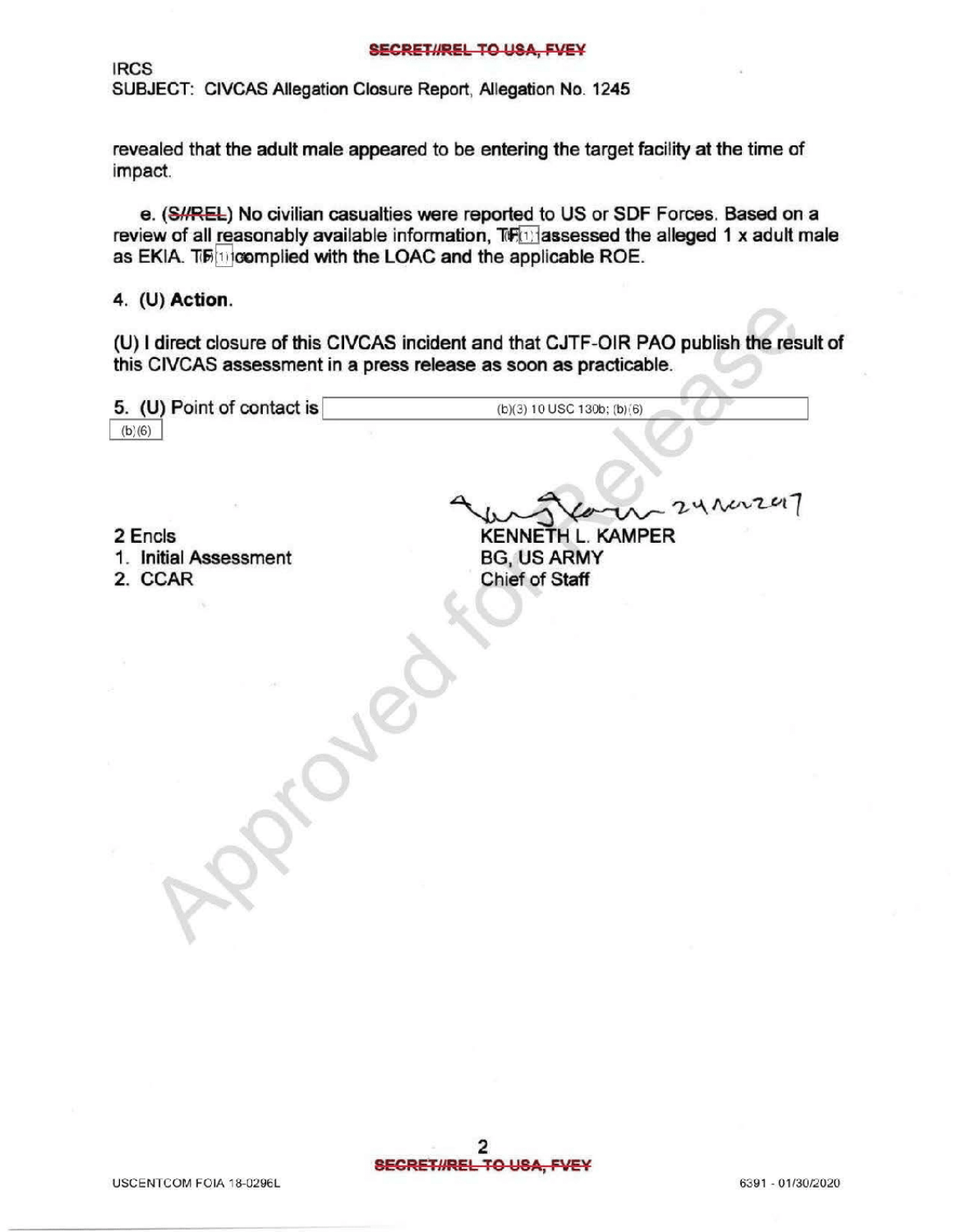IRCS
SUBJECT: CIVCAS Allegation Closure Report, Allegation No. 1245

revealed that the adult male appeared to be entering the target facility at the time of impact.

e. (S//REL) No civilian casualties were reported to US or SDF Forces. Based on a review of all reasonably available information, TF (b)(1) assessed the alleged 1 x adult male as EKIA. TF (b)(1) complied with the LOAC and the applicable ROE.

4. (U) **Action.**

(U) I direct closure of this CIVCAS incident and that CJTF-OIR PAO publish the result of this CIVCAS assessment in a press release as soon as practicable.

5. (U) Point of contact is (b)(3) 10 USC 130b; (b)(6)
(b)(6)

24 Nov 2017

KENNETH L. KAMPER
BG, US ARMY
Chief of Staff

2 Encls
1. Initial Assessment
2. CCAR

USCENTCOM FOIA 18-0296L

6391 - 01/30/2020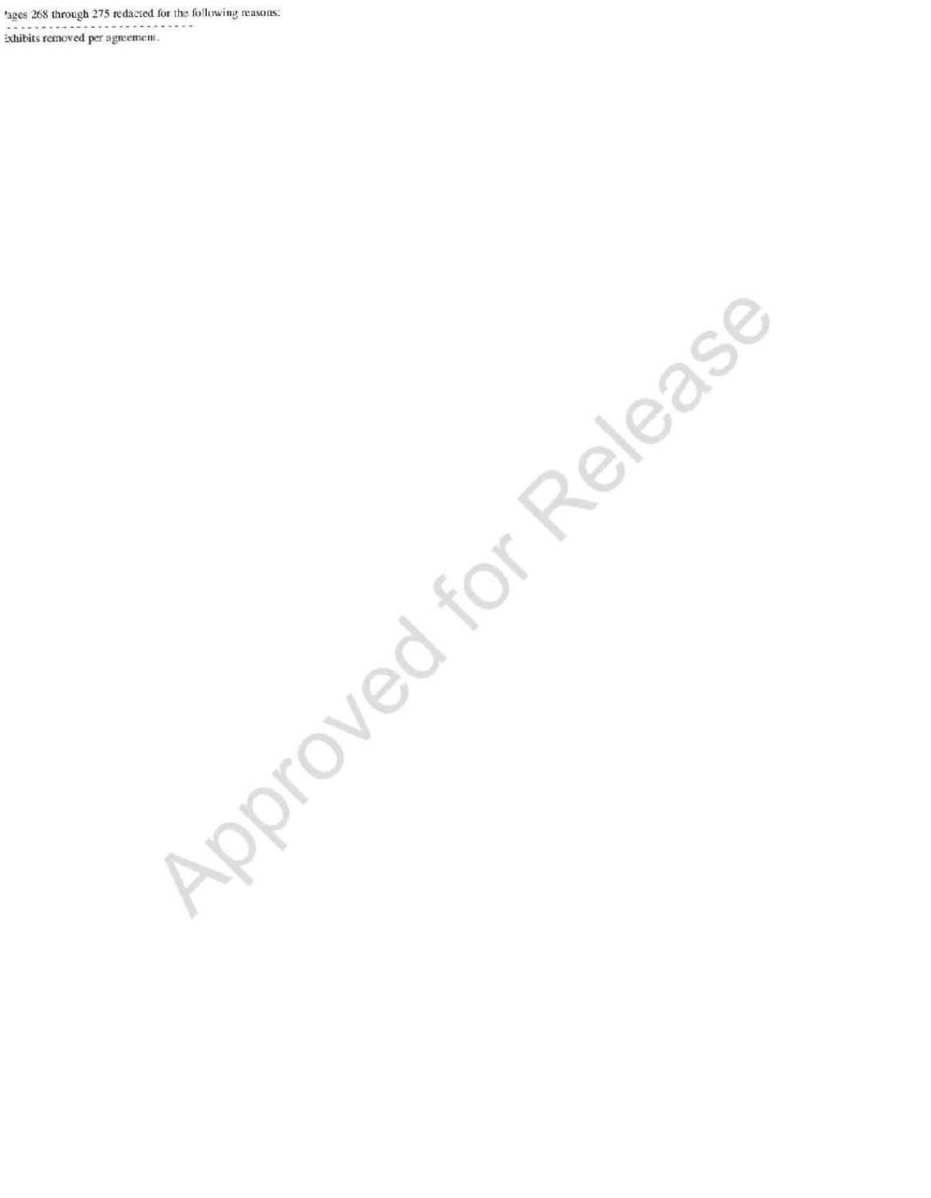'ages 268 through 275 redacted for the following reasons:

- - - - - - - - - - - - - - - - - - - - - - - - -

Exhibits removed per agreement.